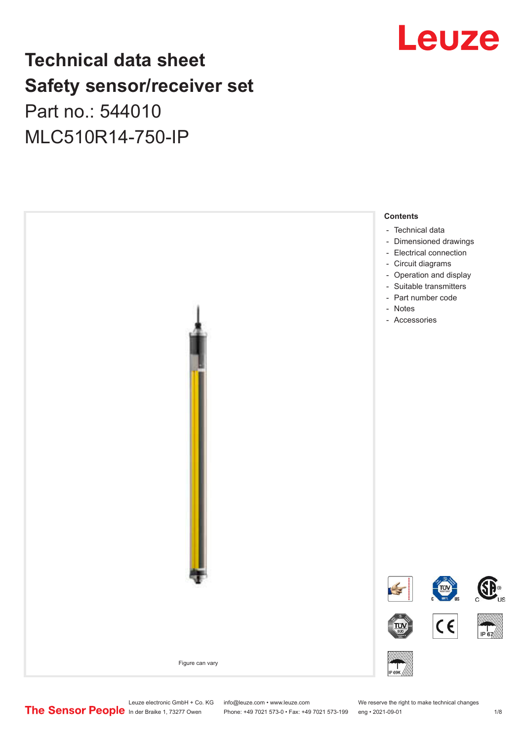# Technical data sheet
# Safety sensor/receiver set

Part no.: 544010

MLC510R14-750-IP

Figure can vary

**Contents**

- Technical data
- Dimensioned drawings
- Electrical connection
- Circuit diagrams
- Operation and display
- Suitable transmitters
- Part number code
- Notes
- Accessories

Leuze electronic GmbH + Co. KG
In der Braike 1, 73277 Owen

info@leuze.com • www.leuze.com
Phone: +49 7021 573-0 • Fax: +49 7021 573-199

We reserve the right to make technical changes
eng • 2021-09-01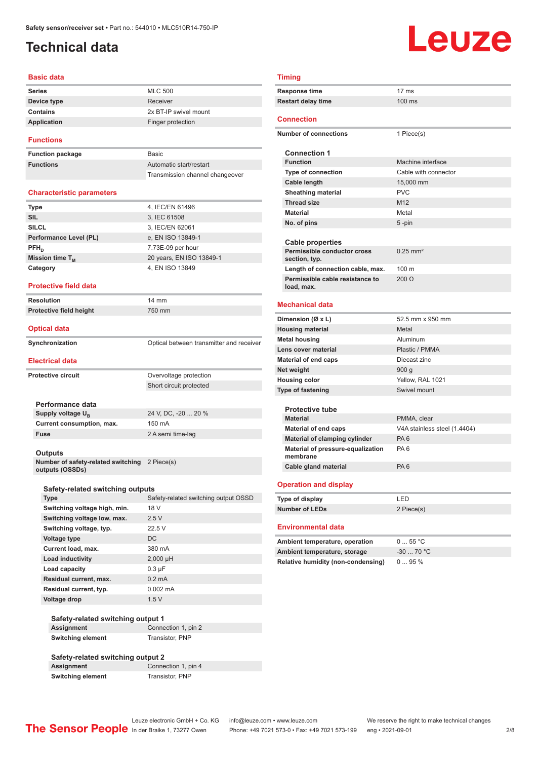# Technical data

## Basic data

| | |
|---|---|
| **Series** | MLC 500 |
| **Device type** | Receiver |
| **Contains** | 2x BT-IP swivel mount |
| **Application** | Finger protection |

## Functions

| | |
|---|---|
| **Function package** | Basic |
| **Functions** | Automatic start/restart |
| | Transmission channel changeover |

## Characteristic parameters

| | |
|---|---|
| **Type** | 4, IEC/EN 61496 |
| **SIL** | 3, IEC 61508 |
| **SILCL** | 3, IEC/EN 62061 |
| **Performance Level (PL)** | e, EN ISO 13849-1 |
| **$PFH_D$** | 7.73E-09 per hour |
| **Mission time $T_M$** | 20 years, EN ISO 13849-1 |
| **Category** | 4, EN ISO 13849 |

## Protective field data

| | |
|---|---|
| **Resolution** | 14 mm |
| **Protective field height** | 750 mm |

## Optical data

| | |
|---|---|
| **Synchronization** | Optical between transmitter and receiver |

## Electrical data

| | |
|---|---|
| **Protective circuit** | Overvoltage protection |
| | Short circuit protected |

### Performance data

| | |
|---|---|
| **Supply voltage $U_B$** | 24 V, DC, -20 ... 20 % |
| **Current consumption, max.** | 150 mA |
| **Fuse** | 2 A semi time-lag |

### Outputs

| | |
|---|---|
| **Number of safety-related switching outputs (OSSDs)** | 2 Piece(s) |

#### Safety-related switching outputs

| | |
|---|---|
| **Type** | Safety-related switching output OSSD |
| **Switching voltage high, min.** | 18 V |
| **Switching voltage low, max.** | 2.5 V |
| **Switching voltage, typ.** | 22.5 V |
| **Voltage type** | DC |
| **Current load, max.** | 380 mA |
| **Load inductivity** | 2,000 µH |
| **Load capacity** | 0.3 µF |
| **Residual current, max.** | 0.2 mA |
| **Residual current, typ.** | 0.002 mA |
| **Voltage drop** | 1.5 V |

##### Safety-related switching output 1

| | |
|---|---|
| **Assignment** | Connection 1, pin 2 |
| **Switching element** | Transistor, PNP |

##### Safety-related switching output 2

| | |
|---|---|
| **Assignment** | Connection 1, pin 4 |
| **Switching element** | Transistor, PNP |

## Timing

| | |
|---|---|
| **Response time** | 17 ms |
| **Restart delay time** | 100 ms |

## Connection

| | |
|---|---|
| **Number of connections** | 1 Piece(s) |

### Connection 1

| | |
|---|---|
| **Function** | Machine interface |
| **Type of connection** | Cable with connector |
| **Cable length** | 15,000 mm |
| **Sheathing material** | PVC |
| **Thread size** | M12 |
| **Material** | Metal |
| **No. of pins** | 5 -pin |

### Cable properties

| | |
|---|---|
| **Permissible conductor cross section, typ.** | 0.25 mm² |
| **Length of connection cable, max.** | 100 m |
| **Permissible cable resistance to load, max.** | 200 Ω |

## Mechanical data

| | |
|---|---|
| **Dimension (Ø x L)** | 52.5 mm x 950 mm |
| **Housing material** | Metal |
| **Metal housing** | Aluminum |
| **Lens cover material** | Plastic / PMMA |
| **Material of end caps** | Diecast zinc |
| **Net weight** | 900 g |
| **Housing color** | Yellow, RAL 1021 |
| **Type of fastening** | Swivel mount |

### Protective tube

| | |
|---|---|
| **Material** | PMMA, clear |
| **Material of end caps** | V4A stainless steel (1.4404) |
| **Material of clamping cylinder** | PA 6 |
| **Material of pressure-equalization membrane** | PA 6 |
| **Cable gland material** | PA 6 |

## Operation and display

| | |
|---|---|
| **Type of display** | LED |
| **Number of LEDs** | 2 Piece(s) |

## Environmental data

| | |
|---|---|
| **Ambient temperature, operation** | 0 ... 55 °C |
| **Ambient temperature, storage** | -30 ... 70 °C |
| **Relative humidity (non-condensing)** | 0 ... 95 % |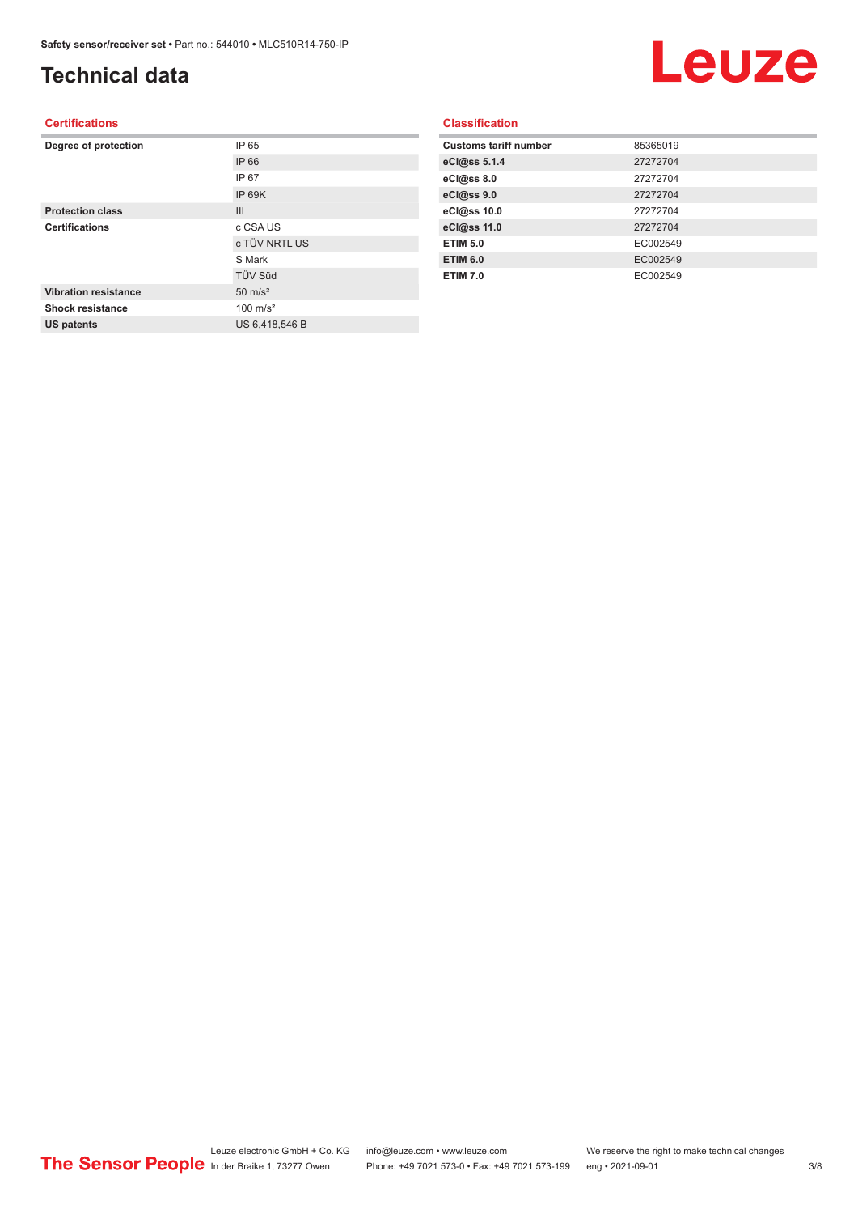# Technical data

## Certifications

| | |
|---|---|
| **Degree of protection** | IP 65 |
| | IP 66 |
| | IP 67 |
| | IP 69K |
| **Protection class** | III |
| **Certifications** | c CSA US |
| | c TÜV NRTL US |
| | S Mark |
| | TÜV Süd |
| **Vibration resistance** | 50 m/s² |
| **Shock resistance** | 100 m/s² |
| **US patents** | US 6,418,546 B |

## Classification

| | |
|---|---|
| **Customs tariff number** | 85365019 |
| **eCl@ss 5.1.4** | 27272704 |
| **eCl@ss 8.0** | 27272704 |
| **eCl@ss 9.0** | 27272704 |
| **eCl@ss 10.0** | 27272704 |
| **eCl@ss 11.0** | 27272704 |
| **ETIM 5.0** | EC002549 |
| **ETIM 6.0** | EC002549 |
| **ETIM 7.0** | EC002549 |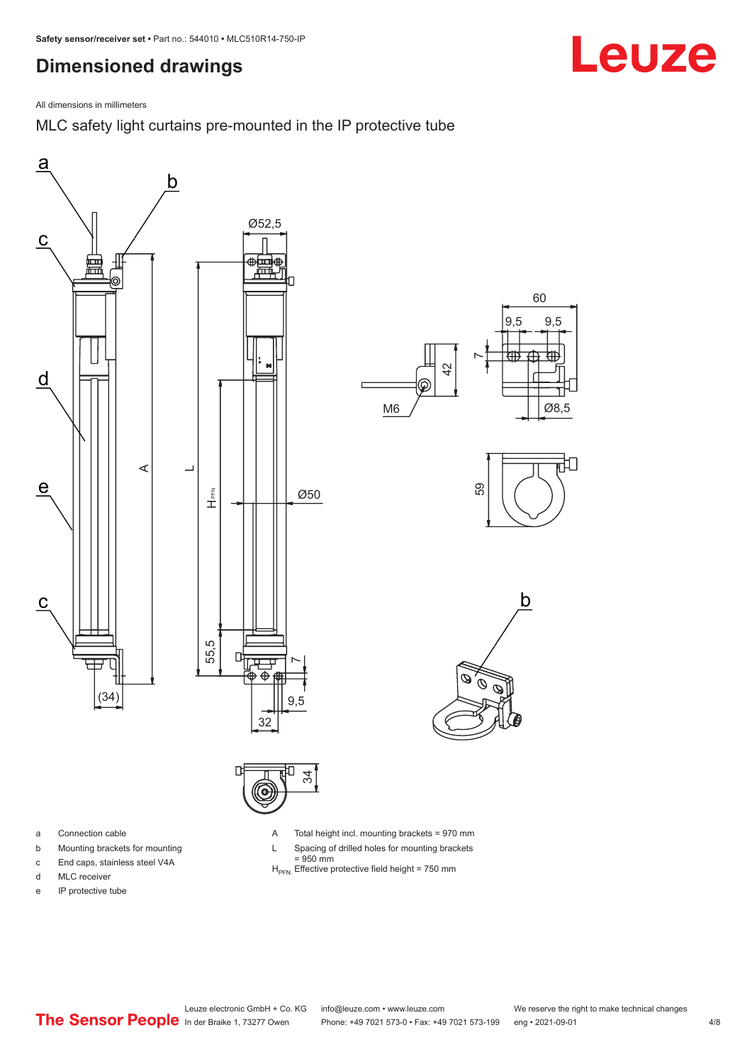## Dimensioned drawings

All dimensions in millimeters

MLC safety light curtains pre-mounted in the IP protective tube

a Connection cable

b Mounting brackets for mounting

c End caps, stainless steel V4A

d MLC receiver

e IP protective tube

A Total height incl. mounting brackets = 970 mm

L Spacing of drilled holes for mounting brackets = 950 mm

$H_{PFN}$ Effective protective field height = 750 mm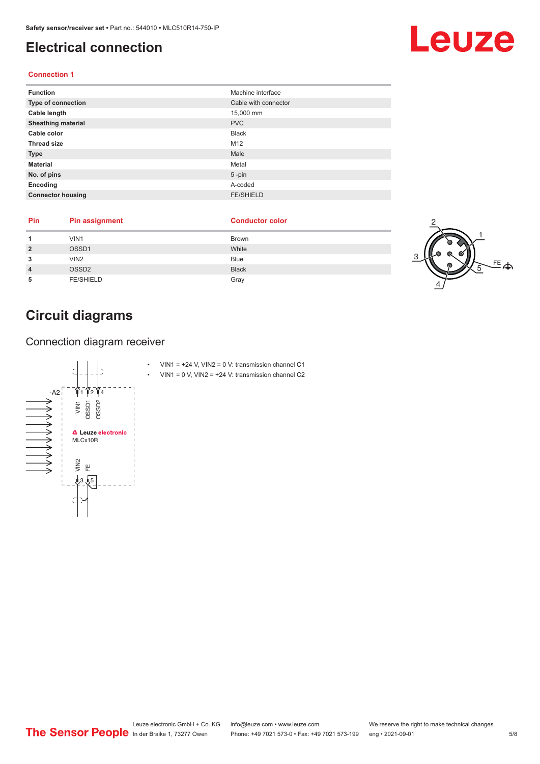# Electrical connection

### Connection 1

| Function | Machine interface |
|---|---|
| Type of connection | Cable with connector |
| Cable length | 15,000 mm |
| Sheathing material | PVC |
| Cable color | Black |
| Thread size | M12 |
| Type | Male |
| Material | Metal |
| No. of pins | 5 -pin |
| Encoding | A-coded |
| Connector housing | FE/SHIELD |

| Pin | Pin assignment | Conductor color |
|---|---|---|
| 1 | VIN1 | Brown |
| 2 | OSSD1 | White |
| 3 | VIN2 | Blue |
| 4 | OSSD2 | Black |
| 5 | FE/SHIELD | Gray |

# Circuit diagrams

## Connection diagram receiver

- VIN1 = +24 V, VIN2 = 0 V: transmission channel C1
- VIN1 = 0 V, VIN2 = +24 V: transmission channel C2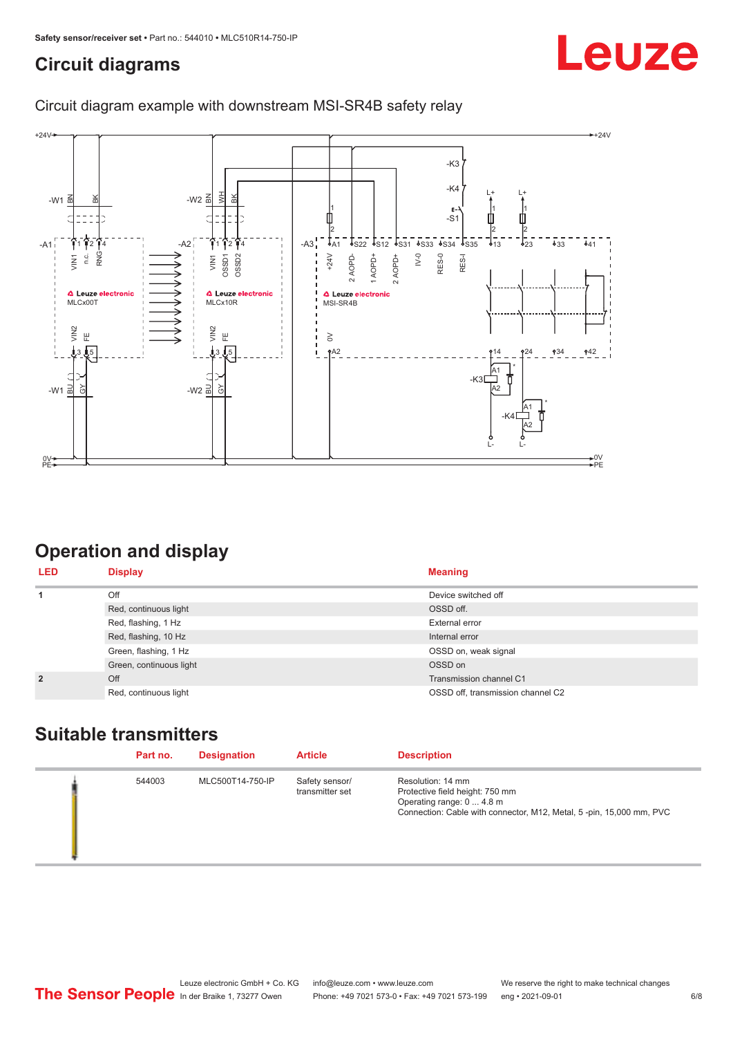## Circuit diagrams

Circuit diagram example with downstream MSI-SR4B safety relay

## Operation and display

| LED | Display | Meaning |
|---|---|---|
| 1 | Off | Device switched off |
| | Red, continuous light | OSSD off. |
| | Red, flashing, 1 Hz | External error |
| | Red, flashing, 10 Hz | Internal error |
| | Green, flashing, 1 Hz | OSSD on, weak signal |
| | Green, continuous light | OSSD on |
| 2 | Off | Transmission channel C1 |
| | Red, continuous light | OSSD off, transmission channel C2 |

## Suitable transmitters

| | Part no. | Designation | Article | Description |
|---|---|---|---|---|
| | 544003 | MLC500T14-750-IP | Safety sensor/ transmitter set | Resolution: 14 mm<br>Protective field height: 750 mm<br>Operating range: 0 ... 4.8 m<br>Connection: Cable with connector, M12, Metal, 5 -pin, 15,000 mm, PVC |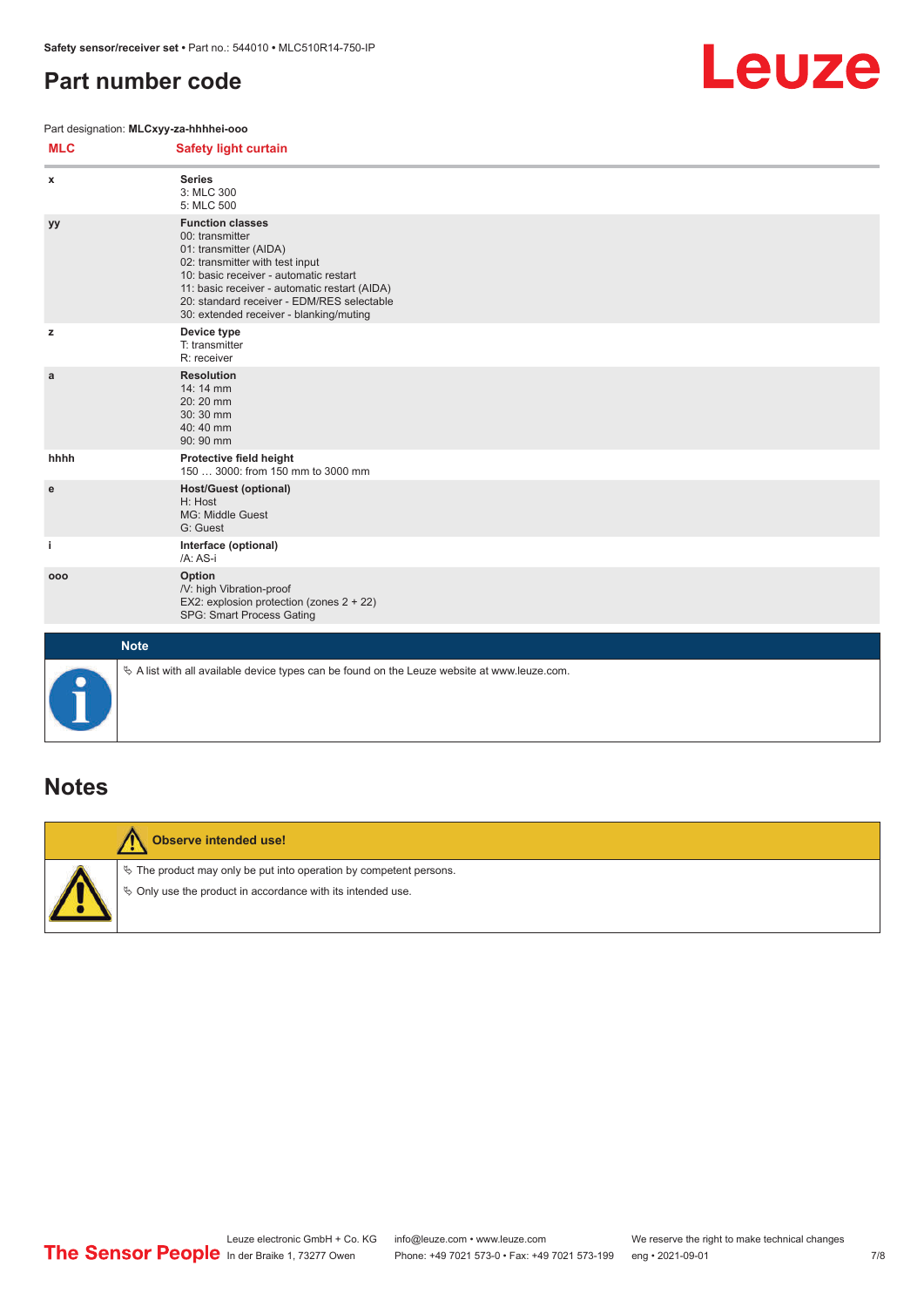## Part number code

Part designation: **MLCxyy-za-hhhhei-ooo**

| MLC | Safety light curtain |
|---|---|
| x | **Series**<br>3: MLC 300<br>5: MLC 500 |
| yy | **Function classes**<br>00: transmitter<br>01: transmitter (AIDA)<br>02: transmitter with test input<br>10: basic receiver - automatic restart<br>11: basic receiver - automatic restart (AIDA)<br>20: standard receiver - EDM/RES selectable<br>30: extended receiver - blanking/muting |
| z | **Device type**<br>T: transmitter<br>R: receiver |
| a | **Resolution**<br>14: 14 mm<br>20: 20 mm<br>30: 30 mm<br>40: 40 mm<br>90: 90 mm |
| hhhh | **Protective field height**<br>150 … 3000: from 150 mm to 3000 mm |
| e | **Host/Guest (optional)**<br>H: Host<br>MG: Middle Guest<br>G: Guest |
| i | **Interface (optional)**<br>/A: AS-i |
| ooo | **Option**<br>/V: high Vibration-proof<br>EX2: explosion protection (zones 2 + 22)<br>SPG: Smart Process Gating |

**Note**

- A list with all available device types can be found on the Leuze website at www.leuze.com.

## Notes

**Observe intended use!**

- The product may only be put into operation by competent persons.
- Only use the product in accordance with its intended use.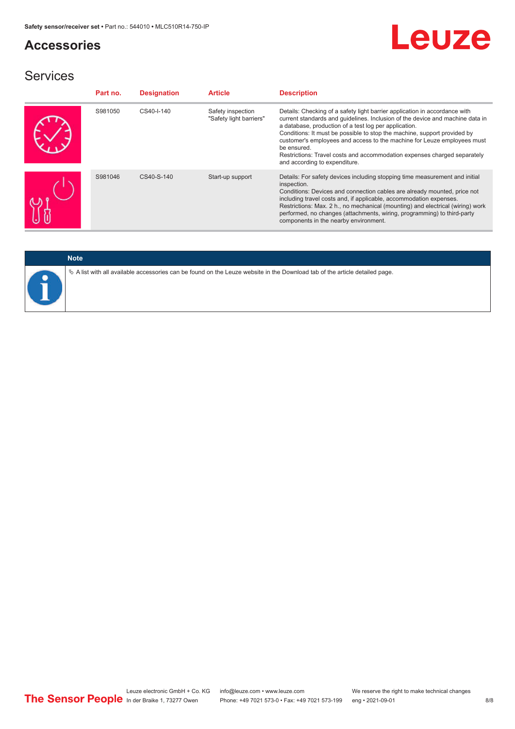## Accessories

### Services

| | Part no. | Designation | Article | Description |
|---|---|---|---|---|
| | S981050 | CS40-I-140 | Safety inspection "Safety light barriers" | Details: Checking of a safety light barrier application in accordance with current standards and guidelines. Inclusion of the device and machine data in a database, production of a test log per application.<br>Conditions: It must be possible to stop the machine, support provided by customer's employees and access to the machine for Leuze employees must be ensured.<br>Restrictions: Travel costs and accommodation expenses charged separately and according to expenditure. |
| | S981046 | CS40-S-140 | Start-up support | Details: For safety devices including stopping time measurement and initial inspection.<br>Conditions: Devices and connection cables are already mounted, price not including travel costs and, if applicable, accommodation expenses.<br>Restrictions: Max. 2 h., no mechanical (mounting) and electrical (wiring) work performed, no changes (attachments, wiring, programming) to third-party components in the nearby environment. |

**Note**

↳ A list with all available accessories can be found on the Leuze website in the Download tab of the article detailed page.